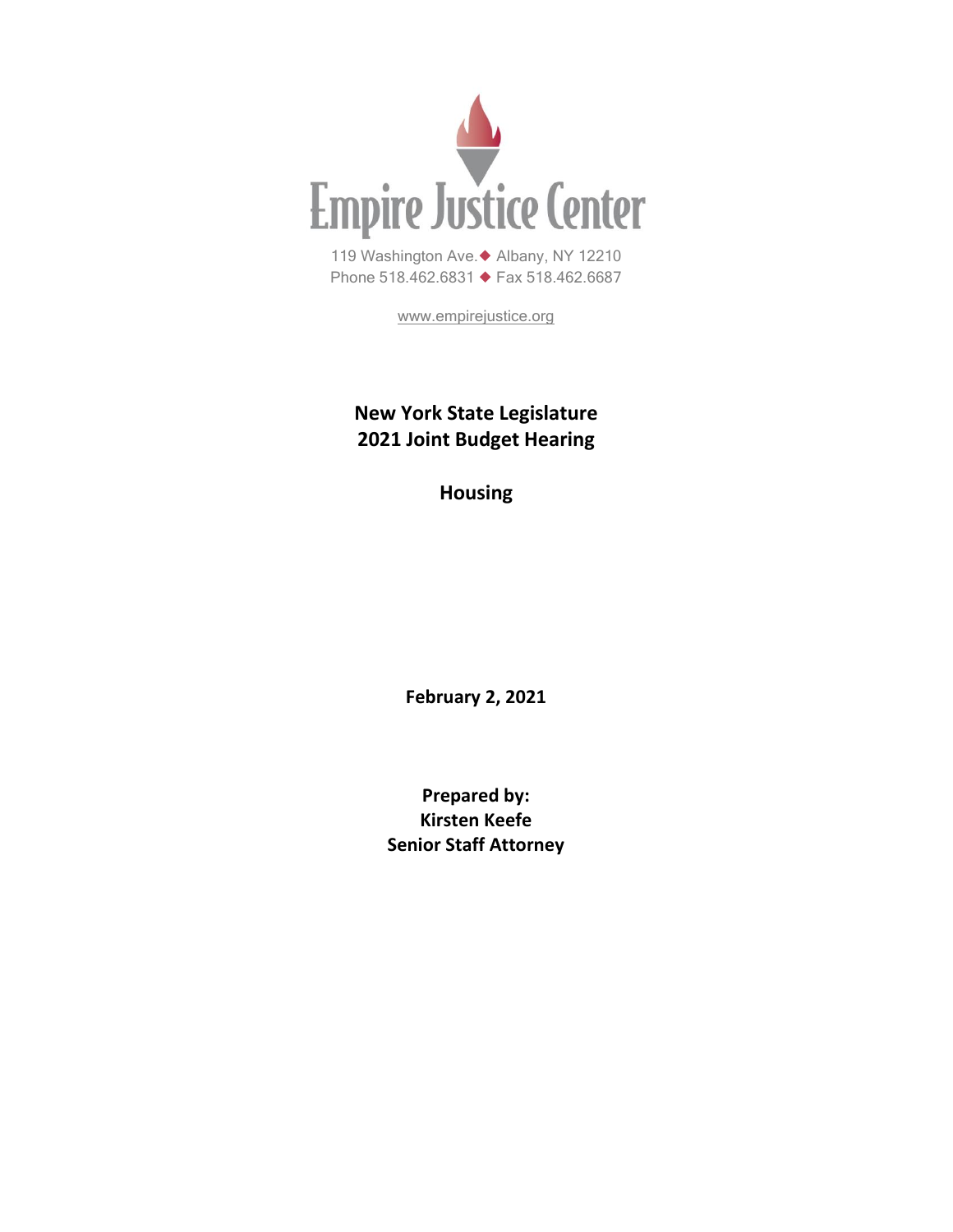# Empire Justice Center

119 Washington Ave. ◆ Albany, NY 12210
Phone 518.462.6831 ◆ Fax 518.462.6687

www.empirejustice.org

**New York State Legislature**
**2021 Joint Budget Hearing**

**Housing**

**February 2, 2021**

**Prepared by:**
**Kirsten Keefe**
**Senior Staff Attorney**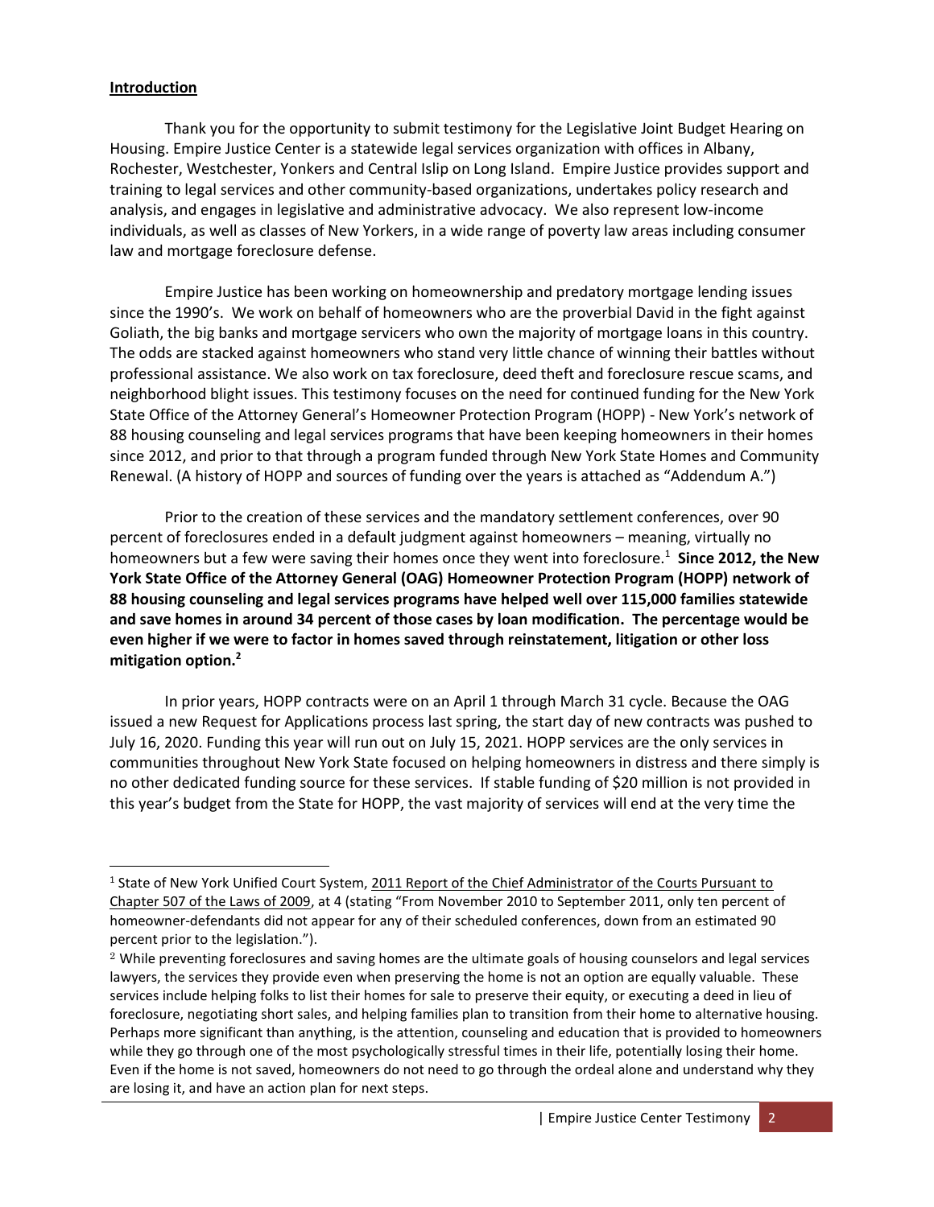## Introduction

Thank you for the opportunity to submit testimony for the Legislative Joint Budget Hearing on Housing. Empire Justice Center is a statewide legal services organization with offices in Albany, Rochester, Westchester, Yonkers and Central Islip on Long Island. Empire Justice provides support and training to legal services and other community-based organizations, undertakes policy research and analysis, and engages in legislative and administrative advocacy. We also represent low-income individuals, as well as classes of New Yorkers, in a wide range of poverty law areas including consumer law and mortgage foreclosure defense.

Empire Justice has been working on homeownership and predatory mortgage lending issues since the 1990's. We work on behalf of homeowners who are the proverbial David in the fight against Goliath, the big banks and mortgage servicers who own the majority of mortgage loans in this country. The odds are stacked against homeowners who stand very little chance of winning their battles without professional assistance. We also work on tax foreclosure, deed theft and foreclosure rescue scams, and neighborhood blight issues. This testimony focuses on the need for continued funding for the New York State Office of the Attorney General's Homeowner Protection Program (HOPP) - New York's network of 88 housing counseling and legal services programs that have been keeping homeowners in their homes since 2012, and prior to that through a program funded through New York State Homes and Community Renewal. (A history of HOPP and sources of funding over the years is attached as "Addendum A.")

Prior to the creation of these services and the mandatory settlement conferences, over 90 percent of foreclosures ended in a default judgment against homeowners – meaning, virtually no homeowners but a few were saving their homes once they went into foreclosure.[1] **Since 2012, the New York State Office of the Attorney General (OAG) Homeowner Protection Program (HOPP) network of 88 housing counseling and legal services programs have helped well over 115,000 families statewide and save homes in around 34 percent of those cases by loan modification. The percentage would be even higher if we were to factor in homes saved through reinstatement, litigation or other loss mitigation option.[2]**

In prior years, HOPP contracts were on an April 1 through March 31 cycle. Because the OAG issued a new Request for Applications process last spring, the start day of new contracts was pushed to July 16, 2020. Funding this year will run out on July 15, 2021. HOPP services are the only services in communities throughout New York State focused on helping homeowners in distress and there simply is no other dedicated funding source for these services. If stable funding of $20 million is not provided in this year's budget from the State for HOPP, the vast majority of services will end at the very time the

---

[1] State of New York Unified Court System, 2011 Report of the Chief Administrator of the Courts Pursuant to Chapter 507 of the Laws of 2009, at 4 (stating "From November 2010 to September 2011, only ten percent of homeowner-defendants did not appear for any of their scheduled conferences, down from an estimated 90 percent prior to the legislation.").

[2] While preventing foreclosures and saving homes are the ultimate goals of housing counselors and legal services lawyers, the services they provide even when preserving the home is not an option are equally valuable. These services include helping folks to list their homes for sale to preserve their equity, or executing a deed in lieu of foreclosure, negotiating short sales, and helping families plan to transition from their home to alternative housing. Perhaps more significant than anything, is the attention, counseling and education that is provided to homeowners while they go through one of the most psychologically stressful times in their life, potentially losing their home. Even if the home is not saved, homeowners do not need to go through the ordeal alone and understand why they are losing it, and have an action plan for next steps.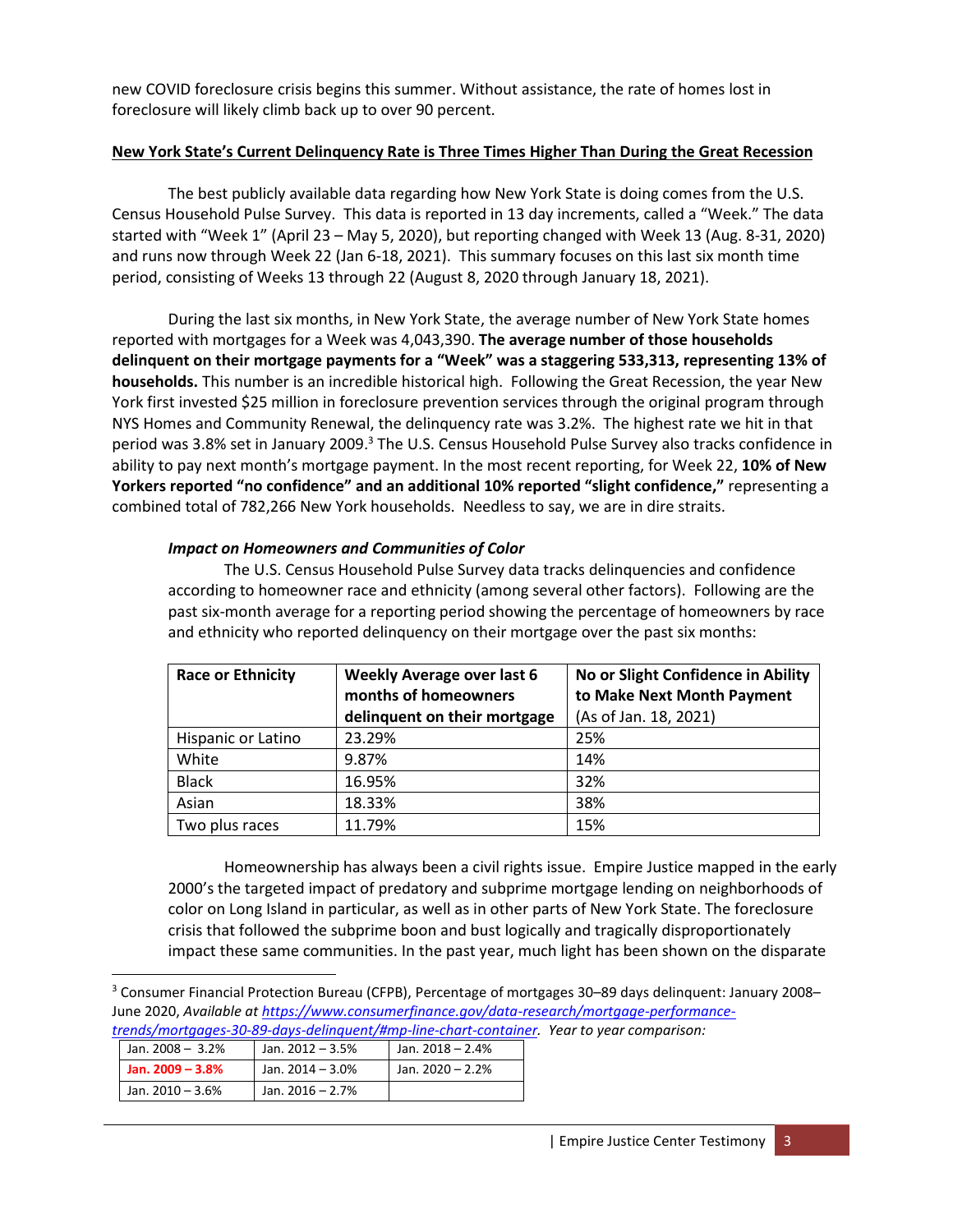new COVID foreclosure crisis begins this summer. Without assistance, the rate of homes lost in foreclosure will likely climb back up to over 90 percent.

**New York State's Current Delinquency Rate is Three Times Higher Than During the Great Recession**

The best publicly available data regarding how New York State is doing comes from the U.S. Census Household Pulse Survey. This data is reported in 13 day increments, called a "Week." The data started with "Week 1" (April 23 – May 5, 2020), but reporting changed with Week 13 (Aug. 8-31, 2020) and runs now through Week 22 (Jan 6-18, 2021). This summary focuses on this last six month time period, consisting of Weeks 13 through 22 (August 8, 2020 through January 18, 2021).

During the last six months, in New York State, the average number of New York State homes reported with mortgages for a Week was 4,043,390. **The average number of those households delinquent on their mortgage payments for a "Week" was a staggering 533,313, representing 13% of households.** This number is an incredible historical high. Following the Great Recession, the year New York first invested $25 million in foreclosure prevention services through the original program through NYS Homes and Community Renewal, the delinquency rate was 3.2%. The highest rate we hit in that period was 3.8% set in January 2009.[3] The U.S. Census Household Pulse Survey also tracks confidence in ability to pay next month's mortgage payment. In the most recent reporting, for Week 22, **10% of New Yorkers reported "no confidence" and an additional 10% reported "slight confidence,"** representing a combined total of 782,266 New York households. Needless to say, we are in dire straits.

***Impact on Homeowners and Communities of Color***

The U.S. Census Household Pulse Survey data tracks delinquencies and confidence according to homeowner race and ethnicity (among several other factors). Following are the past six-month average for a reporting period showing the percentage of homeowners by race and ethnicity who reported delinquency on their mortgage over the past six months:

| Race or Ethnicity | Weekly Average over last 6 months of homeowners delinquent on their mortgage | No or Slight Confidence in Ability to Make Next Month Payment (As of Jan. 18, 2021) |
|---|---|---|
| Hispanic or Latino | 23.29% | 25% |
| White | 9.87% | 14% |
| Black | 16.95% | 32% |
| Asian | 18.33% | 38% |
| Two plus races | 11.79% | 15% |

Homeownership has always been a civil rights issue. Empire Justice mapped in the early 2000's the targeted impact of predatory and subprime mortgage lending on neighborhoods of color on Long Island in particular, as well as in other parts of New York State. The foreclosure crisis that followed the subprime boon and bust logically and tragically disproportionately impact these same communities. In the past year, much light has been shown on the disparate

[3] Consumer Financial Protection Bureau (CFPB), Percentage of mortgages 30–89 days delinquent: January 2008–June 2020, *Available at [https://www.consumerfinance.gov/data-research/mortgage-performance-trends/mortgages-30-89-days-delinquent/#mp-line-chart-container](https://www.consumerfinance.gov/data-research/mortgage-performance-trends/mortgages-30-89-days-delinquent/#mp-line-chart-container). Year to year comparison:*

| | | |
|---|---|---|
| Jan. 2008 – 3.2% | Jan. 2012 – 3.5% | Jan. 2018 – 2.4% |
| **Jan. 2009 – 3.8%** | Jan. 2014 – 3.0% | Jan. 2020 – 2.2% |
| Jan. 2010 – 3.6% | Jan. 2016 – 2.7% | |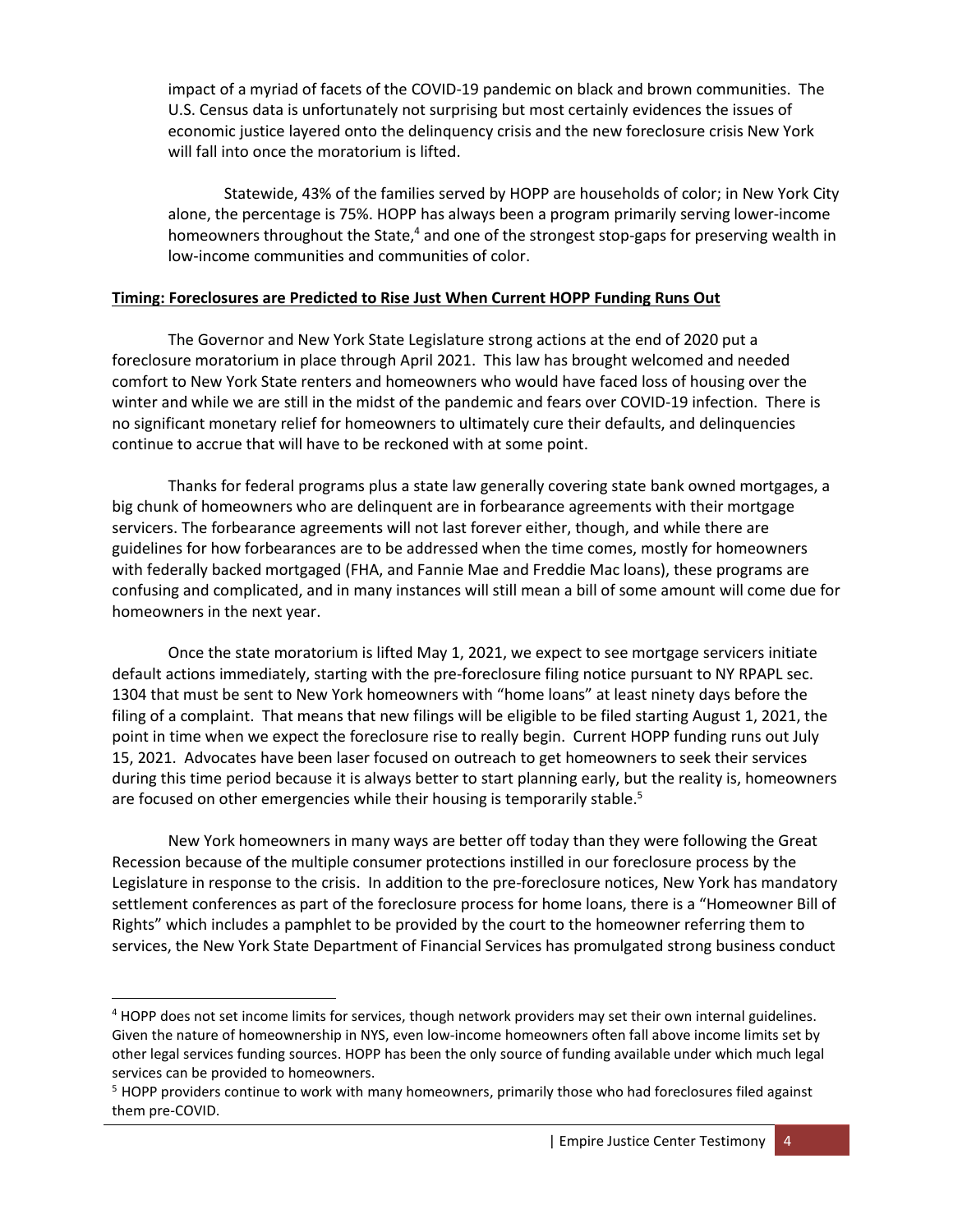impact of a myriad of facets of the COVID-19 pandemic on black and brown communities. The U.S. Census data is unfortunately not surprising but most certainly evidences the issues of economic justice layered onto the delinquency crisis and the new foreclosure crisis New York will fall into once the moratorium is lifted.

Statewide, 43% of the families served by HOPP are households of color; in New York City alone, the percentage is 75%. HOPP has always been a program primarily serving lower-income homeowners throughout the State,[4] and one of the strongest stop-gaps for preserving wealth in low-income communities and communities of color.

**Timing: Foreclosures are Predicted to Rise Just When Current HOPP Funding Runs Out**

The Governor and New York State Legislature strong actions at the end of 2020 put a foreclosure moratorium in place through April 2021. This law has brought welcomed and needed comfort to New York State renters and homeowners who would have faced loss of housing over the winter and while we are still in the midst of the pandemic and fears over COVID-19 infection. There is no significant monetary relief for homeowners to ultimately cure their defaults, and delinquencies continue to accrue that will have to be reckoned with at some point.

Thanks for federal programs plus a state law generally covering state bank owned mortgages, a big chunk of homeowners who are delinquent are in forbearance agreements with their mortgage servicers. The forbearance agreements will not last forever either, though, and while there are guidelines for how forbearances are to be addressed when the time comes, mostly for homeowners with federally backed mortgaged (FHA, and Fannie Mae and Freddie Mac loans), these programs are confusing and complicated, and in many instances will still mean a bill of some amount will come due for homeowners in the next year.

Once the state moratorium is lifted May 1, 2021, we expect to see mortgage servicers initiate default actions immediately, starting with the pre-foreclosure filing notice pursuant to NY RPAPL sec. 1304 that must be sent to New York homeowners with "home loans" at least ninety days before the filing of a complaint. That means that new filings will be eligible to be filed starting August 1, 2021, the point in time when we expect the foreclosure rise to really begin. Current HOPP funding runs out July 15, 2021. Advocates have been laser focused on outreach to get homeowners to seek their services during this time period because it is always better to start planning early, but the reality is, homeowners are focused on other emergencies while their housing is temporarily stable.[5]

New York homeowners in many ways are better off today than they were following the Great Recession because of the multiple consumer protections instilled in our foreclosure process by the Legislature in response to the crisis. In addition to the pre-foreclosure notices, New York has mandatory settlement conferences as part of the foreclosure process for home loans, there is a "Homeowner Bill of Rights" which includes a pamphlet to be provided by the court to the homeowner referring them to services, the New York State Department of Financial Services has promulgated strong business conduct

[4] HOPP does not set income limits for services, though network providers may set their own internal guidelines. Given the nature of homeownership in NYS, even low-income homeowners often fall above income limits set by other legal services funding sources. HOPP has been the only source of funding available under which much legal services can be provided to homeowners.

[5] HOPP providers continue to work with many homeowners, primarily those who had foreclosures filed against them pre-COVID.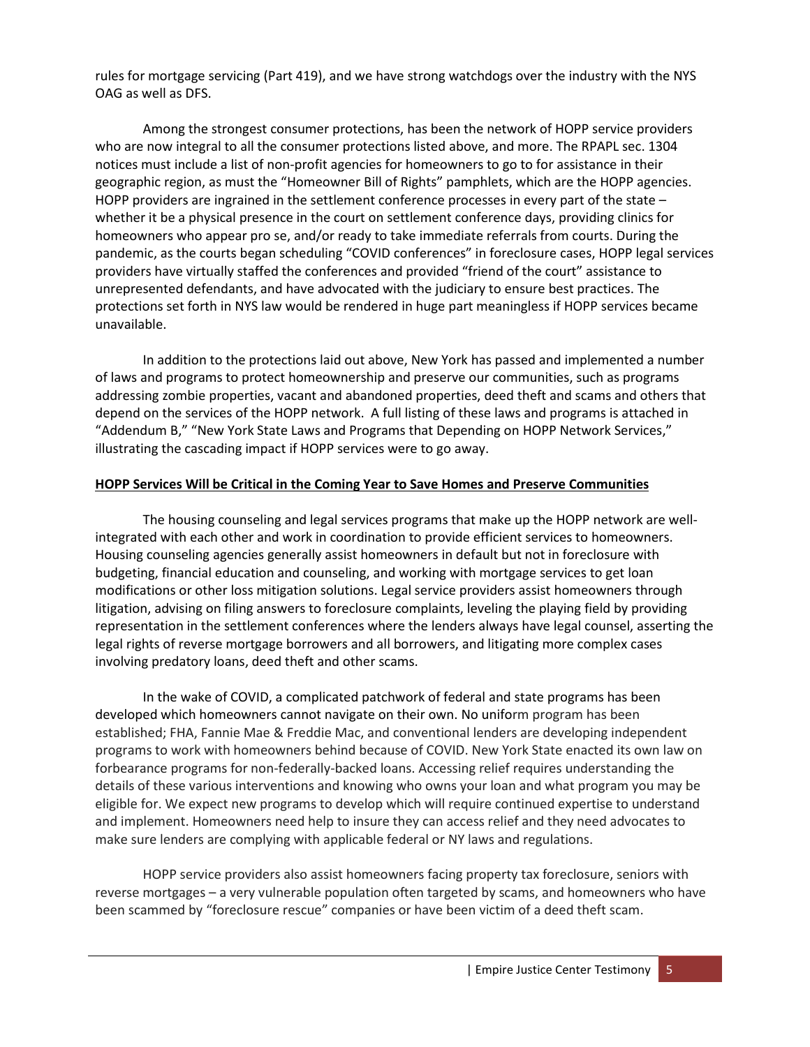rules for mortgage servicing (Part 419), and we have strong watchdogs over the industry with the NYS OAG as well as DFS.

Among the strongest consumer protections, has been the network of HOPP service providers who are now integral to all the consumer protections listed above, and more. The RPAPL sec. 1304 notices must include a list of non-profit agencies for homeowners to go to for assistance in their geographic region, as must the "Homeowner Bill of Rights" pamphlets, which are the HOPP agencies. HOPP providers are ingrained in the settlement conference processes in every part of the state – whether it be a physical presence in the court on settlement conference days, providing clinics for homeowners who appear pro se, and/or ready to take immediate referrals from courts. During the pandemic, as the courts began scheduling "COVID conferences" in foreclosure cases, HOPP legal services providers have virtually staffed the conferences and provided "friend of the court" assistance to unrepresented defendants, and have advocated with the judiciary to ensure best practices. The protections set forth in NYS law would be rendered in huge part meaningless if HOPP services became unavailable.

In addition to the protections laid out above, New York has passed and implemented a number of laws and programs to protect homeownership and preserve our communities, such as programs addressing zombie properties, vacant and abandoned properties, deed theft and scams and others that depend on the services of the HOPP network. A full listing of these laws and programs is attached in "Addendum B," "New York State Laws and Programs that Depending on HOPP Network Services," illustrating the cascading impact if HOPP services were to go away.

**HOPP Services Will be Critical in the Coming Year to Save Homes and Preserve Communities**

The housing counseling and legal services programs that make up the HOPP network are well-integrated with each other and work in coordination to provide efficient services to homeowners. Housing counseling agencies generally assist homeowners in default but not in foreclosure with budgeting, financial education and counseling, and working with mortgage services to get loan modifications or other loss mitigation solutions. Legal service providers assist homeowners through litigation, advising on filing answers to foreclosure complaints, leveling the playing field by providing representation in the settlement conferences where the lenders always have legal counsel, asserting the legal rights of reverse mortgage borrowers and all borrowers, and litigating more complex cases involving predatory loans, deed theft and other scams.

In the wake of COVID, a complicated patchwork of federal and state programs has been developed which homeowners cannot navigate on their own. No uniform program has been established; FHA, Fannie Mae & Freddie Mac, and conventional lenders are developing independent programs to work with homeowners behind because of COVID. New York State enacted its own law on forbearance programs for non-federally-backed loans. Accessing relief requires understanding the details of these various interventions and knowing who owns your loan and what program you may be eligible for. We expect new programs to develop which will require continued expertise to understand and implement. Homeowners need help to insure they can access relief and they need advocates to make sure lenders are complying with applicable federal or NY laws and regulations.

HOPP service providers also assist homeowners facing property tax foreclosure, seniors with reverse mortgages – a very vulnerable population often targeted by scams, and homeowners who have been scammed by "foreclosure rescue" companies or have been victim of a deed theft scam.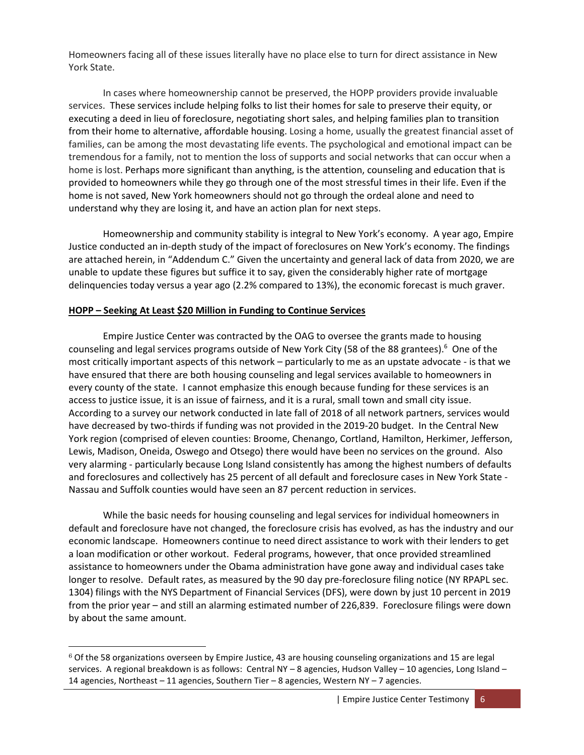Homeowners facing all of these issues literally have no place else to turn for direct assistance in New York State.

In cases where homeownership cannot be preserved, the HOPP providers provide invaluable services. These services include helping folks to list their homes for sale to preserve their equity, or executing a deed in lieu of foreclosure, negotiating short sales, and helping families plan to transition from their home to alternative, affordable housing. Losing a home, usually the greatest financial asset of families, can be among the most devastating life events. The psychological and emotional impact can be tremendous for a family, not to mention the loss of supports and social networks that can occur when a home is lost. Perhaps more significant than anything, is the attention, counseling and education that is provided to homeowners while they go through one of the most stressful times in their life. Even if the home is not saved, New York homeowners should not go through the ordeal alone and need to understand why they are losing it, and have an action plan for next steps.

Homeownership and community stability is integral to New York's economy. A year ago, Empire Justice conducted an in-depth study of the impact of foreclosures on New York's economy. The findings are attached herein, in "Addendum C." Given the uncertainty and general lack of data from 2020, we are unable to update these figures but suffice it to say, given the considerably higher rate of mortgage delinquencies today versus a year ago (2.2% compared to 13%), the economic forecast is much graver.

**HOPP – Seeking At Least $20 Million in Funding to Continue Services**

Empire Justice Center was contracted by the OAG to oversee the grants made to housing counseling and legal services programs outside of New York City (58 of the 88 grantees).[6] One of the most critically important aspects of this network – particularly to me as an upstate advocate - is that we have ensured that there are both housing counseling and legal services available to homeowners in every county of the state. I cannot emphasize this enough because funding for these services is an access to justice issue, it is an issue of fairness, and it is a rural, small town and small city issue. According to a survey our network conducted in late fall of 2018 of all network partners, services would have decreased by two-thirds if funding was not provided in the 2019-20 budget. In the Central New York region (comprised of eleven counties: Broome, Chenango, Cortland, Hamilton, Herkimer, Jefferson, Lewis, Madison, Oneida, Oswego and Otsego) there would have been no services on the ground. Also very alarming - particularly because Long Island consistently has among the highest numbers of defaults and foreclosures and collectively has 25 percent of all default and foreclosure cases in New York State - Nassau and Suffolk counties would have seen an 87 percent reduction in services.

While the basic needs for housing counseling and legal services for individual homeowners in default and foreclosure have not changed, the foreclosure crisis has evolved, as has the industry and our economic landscape. Homeowners continue to need direct assistance to work with their lenders to get a loan modification or other workout. Federal programs, however, that once provided streamlined assistance to homeowners under the Obama administration have gone away and individual cases take longer to resolve. Default rates, as measured by the 90 day pre-foreclosure filing notice (NY RPAPL sec. 1304) filings with the NYS Department of Financial Services (DFS), were down by just 10 percent in 2019 from the prior year – and still an alarming estimated number of 226,839. Foreclosure filings were down by about the same amount.

---

[6] Of the 58 organizations overseen by Empire Justice, 43 are housing counseling organizations and 15 are legal services. A regional breakdown is as follows: Central NY – 8 agencies, Hudson Valley – 10 agencies, Long Island – 14 agencies, Northeast – 11 agencies, Southern Tier – 8 agencies, Western NY – 7 agencies.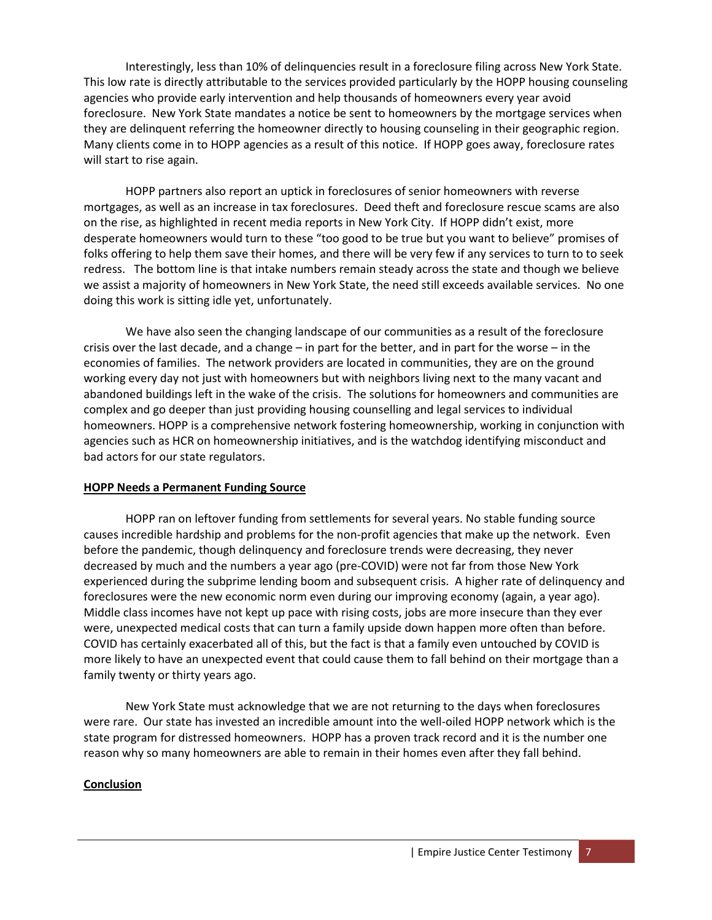Interestingly, less than 10% of delinquencies result in a foreclosure filing across New York State. This low rate is directly attributable to the services provided particularly by the HOPP housing counseling agencies who provide early intervention and help thousands of homeowners every year avoid foreclosure. New York State mandates a notice be sent to homeowners by the mortgage services when they are delinquent referring the homeowner directly to housing counseling in their geographic region. Many clients come in to HOPP agencies as a result of this notice. If HOPP goes away, foreclosure rates will start to rise again.

HOPP partners also report an uptick in foreclosures of senior homeowners with reverse mortgages, as well as an increase in tax foreclosures. Deed theft and foreclosure rescue scams are also on the rise, as highlighted in recent media reports in New York City. If HOPP didn't exist, more desperate homeowners would turn to these "too good to be true but you want to believe" promises of folks offering to help them save their homes, and there will be very few if any services to turn to to seek redress. The bottom line is that intake numbers remain steady across the state and though we believe we assist a majority of homeowners in New York State, the need still exceeds available services. No one doing this work is sitting idle yet, unfortunately.

We have also seen the changing landscape of our communities as a result of the foreclosure crisis over the last decade, and a change – in part for the better, and in part for the worse – in the economies of families. The network providers are located in communities, they are on the ground working every day not just with homeowners but with neighbors living next to the many vacant and abandoned buildings left in the wake of the crisis. The solutions for homeowners and communities are complex and go deeper than just providing housing counselling and legal services to individual homeowners. HOPP is a comprehensive network fostering homeownership, working in conjunction with agencies such as HCR on homeownership initiatives, and is the watchdog identifying misconduct and bad actors for our state regulators.

## HOPP Needs a Permanent Funding Source

HOPP ran on leftover funding from settlements for several years. No stable funding source causes incredible hardship and problems for the non-profit agencies that make up the network. Even before the pandemic, though delinquency and foreclosure trends were decreasing, they never decreased by much and the numbers a year ago (pre-COVID) were not far from those New York experienced during the subprime lending boom and subsequent crisis. A higher rate of delinquency and foreclosures were the new economic norm even during our improving economy (again, a year ago). Middle class incomes have not kept up pace with rising costs, jobs are more insecure than they ever were, unexpected medical costs that can turn a family upside down happen more often than before. COVID has certainly exacerbated all of this, but the fact is that a family even untouched by COVID is more likely to have an unexpected event that could cause them to fall behind on their mortgage than a family twenty or thirty years ago.

New York State must acknowledge that we are not returning to the days when foreclosures were rare. Our state has invested an incredible amount into the well-oiled HOPP network which is the state program for distressed homeowners. HOPP has a proven track record and it is the number one reason why so many homeowners are able to remain in their homes even after they fall behind.

## Conclusion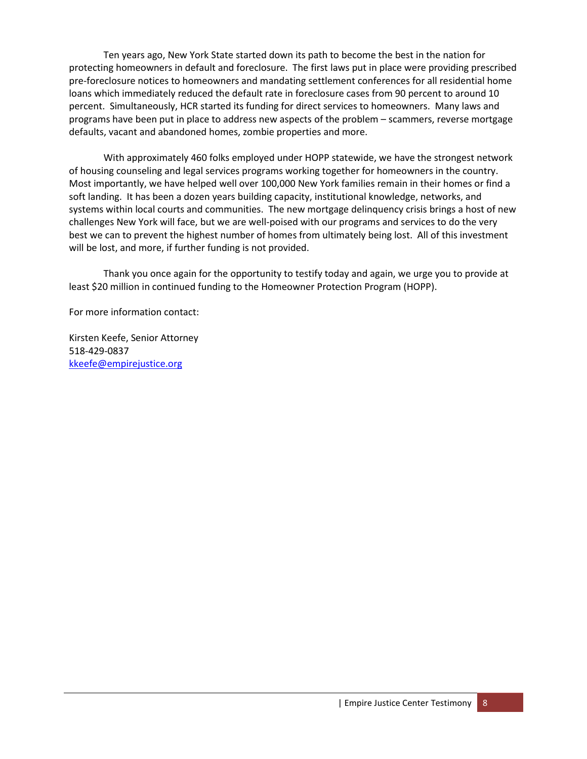Ten years ago, New York State started down its path to become the best in the nation for protecting homeowners in default and foreclosure. The first laws put in place were providing prescribed pre-foreclosure notices to homeowners and mandating settlement conferences for all residential home loans which immediately reduced the default rate in foreclosure cases from 90 percent to around 10 percent. Simultaneously, HCR started its funding for direct services to homeowners. Many laws and programs have been put in place to address new aspects of the problem – scammers, reverse mortgage defaults, vacant and abandoned homes, zombie properties and more.

With approximately 460 folks employed under HOPP statewide, we have the strongest network of housing counseling and legal services programs working together for homeowners in the country. Most importantly, we have helped well over 100,000 New York families remain in their homes or find a soft landing. It has been a dozen years building capacity, institutional knowledge, networks, and systems within local courts and communities. The new mortgage delinquency crisis brings a host of new challenges New York will face, but we are well-poised with our programs and services to do the very best we can to prevent the highest number of homes from ultimately being lost. All of this investment will be lost, and more, if further funding is not provided.

Thank you once again for the opportunity to testify today and again, we urge you to provide at least $20 million in continued funding to the Homeowner Protection Program (HOPP).

For more information contact:

Kirsten Keefe, Senior Attorney
518-429-0837
kkeefe@empirejustice.org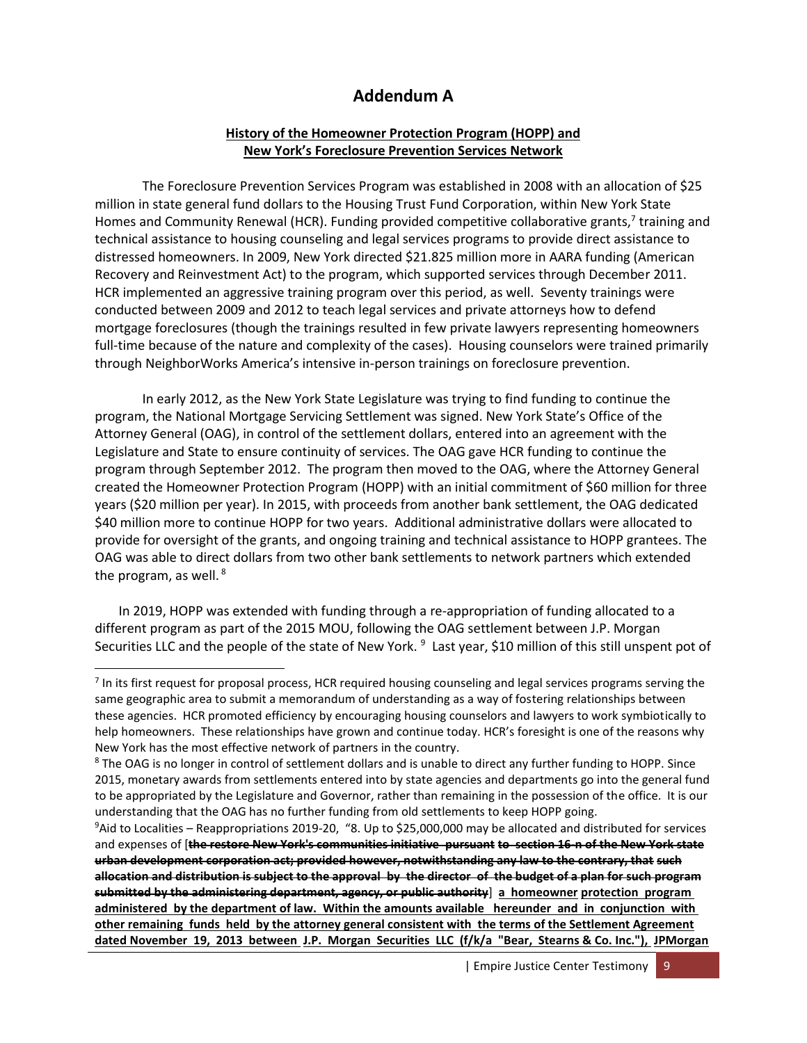# Addendum A

**History of the Homeowner Protection Program (HOPP) and New York's Foreclosure Prevention Services Network**

The Foreclosure Prevention Services Program was established in 2008 with an allocation of $25 million in state general fund dollars to the Housing Trust Fund Corporation, within New York State Homes and Community Renewal (HCR). Funding provided competitive collaborative grants,[7] training and technical assistance to housing counseling and legal services programs to provide direct assistance to distressed homeowners. In 2009, New York directed $21.825 million more in AARA funding (American Recovery and Reinvestment Act) to the program, which supported services through December 2011. HCR implemented an aggressive training program over this period, as well. Seventy trainings were conducted between 2009 and 2012 to teach legal services and private attorneys how to defend mortgage foreclosures (though the trainings resulted in few private lawyers representing homeowners full-time because of the nature and complexity of the cases). Housing counselors were trained primarily through NeighborWorks America's intensive in-person trainings on foreclosure prevention.

In early 2012, as the New York State Legislature was trying to find funding to continue the program, the National Mortgage Servicing Settlement was signed. New York State's Office of the Attorney General (OAG), in control of the settlement dollars, entered into an agreement with the Legislature and State to ensure continuity of services. The OAG gave HCR funding to continue the program through September 2012. The program then moved to the OAG, where the Attorney General created the Homeowner Protection Program (HOPP) with an initial commitment of $60 million for three years ($20 million per year). In 2015, with proceeds from another bank settlement, the OAG dedicated $40 million more to continue HOPP for two years. Additional administrative dollars were allocated to provide for oversight of the grants, and ongoing training and technical assistance to HOPP grantees. The OAG was able to direct dollars from two other bank settlements to network partners which extended the program, as well.[8]

In 2019, HOPP was extended with funding through a re-appropriation of funding allocated to a different program as part of the 2015 MOU, following the OAG settlement between J.P. Morgan Securities LLC and the people of the state of New York.[9] Last year, $10 million of this still unspent pot of

---

[7] In its first request for proposal process, HCR required housing counseling and legal services programs serving the same geographic area to submit a memorandum of understanding as a way of fostering relationships between these agencies. HCR promoted efficiency by encouraging housing counselors and lawyers to work symbiotically to help homeowners. These relationships have grown and continue today. HCR's foresight is one of the reasons why New York has the most effective network of partners in the country.

[8] The OAG is no longer in control of settlement dollars and is unable to direct any further funding to HOPP. Since 2015, monetary awards from settlements entered into by state agencies and departments go into the general fund to be appropriated by the Legislature and Governor, rather than remaining in the possession of the office. It is our understanding that the OAG has no further funding from old settlements to keep HOPP going.

[9] Aid to Localities – Reappropriations 2019-20, "8. Up to $25,000,000 may be allocated and distributed for services and expenses of [~~**the restore New York's communities initiative pursuant to section 16-n of the New York state urban development corporation act; provided however, notwithstanding any law to the contrary, that such allocation and distribution is subject to the approval by the director of the budget of a plan for such program submitted by the administering department, agency, or public authority**~~] **a homeowner protection program administered by the department of law. Within the amounts available hereunder and in conjunction with other remaining funds held by the attorney general consistent with the terms of the Settlement Agreement dated November 19, 2013 between J.P. Morgan Securities LLC (f/k/a "Bear, Stearns & Co. Inc."), JPMorgan**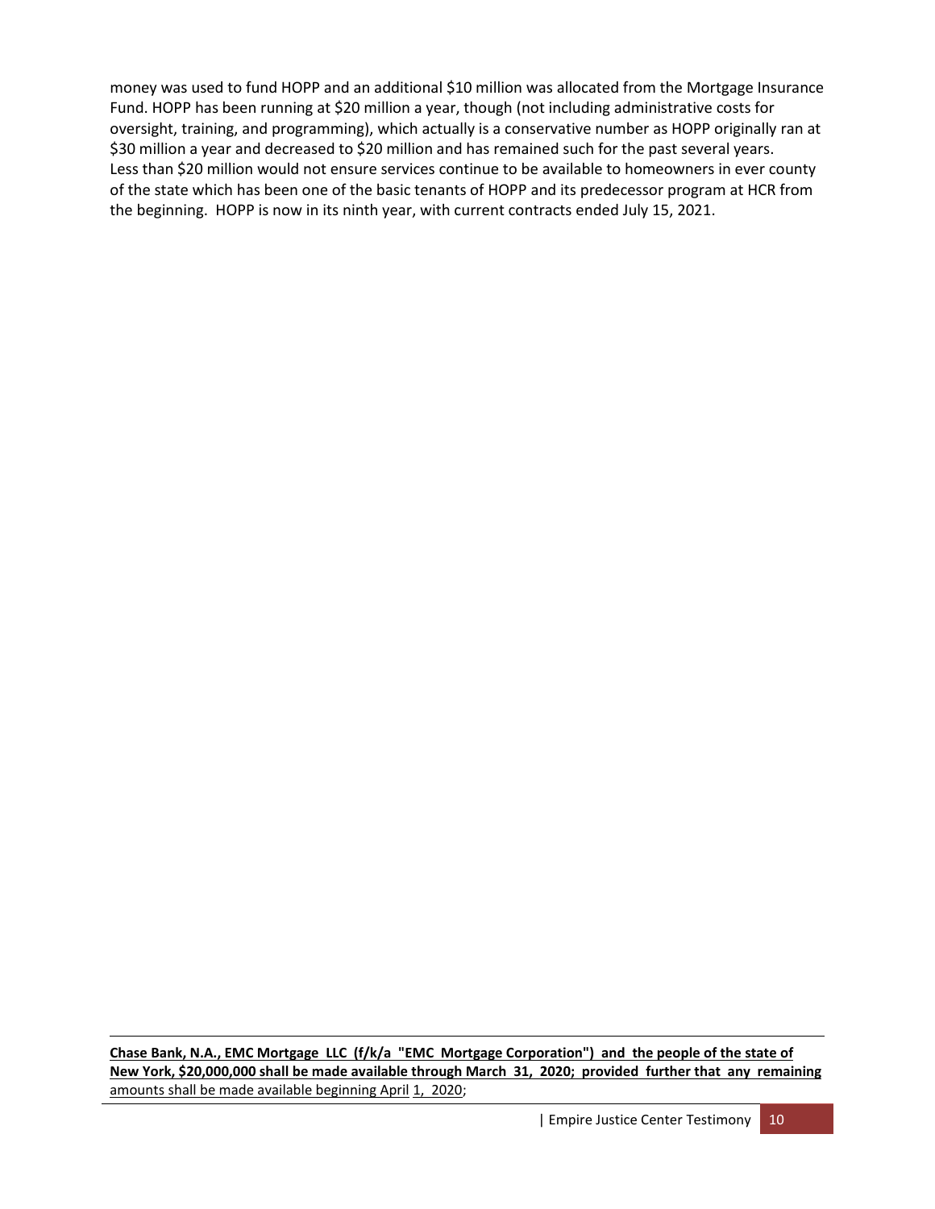money was used to fund HOPP and an additional $10 million was allocated from the Mortgage Insurance Fund. HOPP has been running at $20 million a year, though (not including administrative costs for oversight, training, and programming), which actually is a conservative number as HOPP originally ran at $30 million a year and decreased to $20 million and has remained such for the past several years. Less than $20 million would not ensure services continue to be available to homeowners in ever county of the state which has been one of the basic tenants of HOPP and its predecessor program at HCR from the beginning. HOPP is now in its ninth year, with current contracts ended July 15, 2021.

---

**Chase Bank, N.A., EMC Mortgage LLC (f/k/a "EMC Mortgage Corporation") and the people of the state of New York, $20,000,000 shall be made available through March 31, 2020; provided further that any remaining** amounts shall be made available beginning April 1, 2020;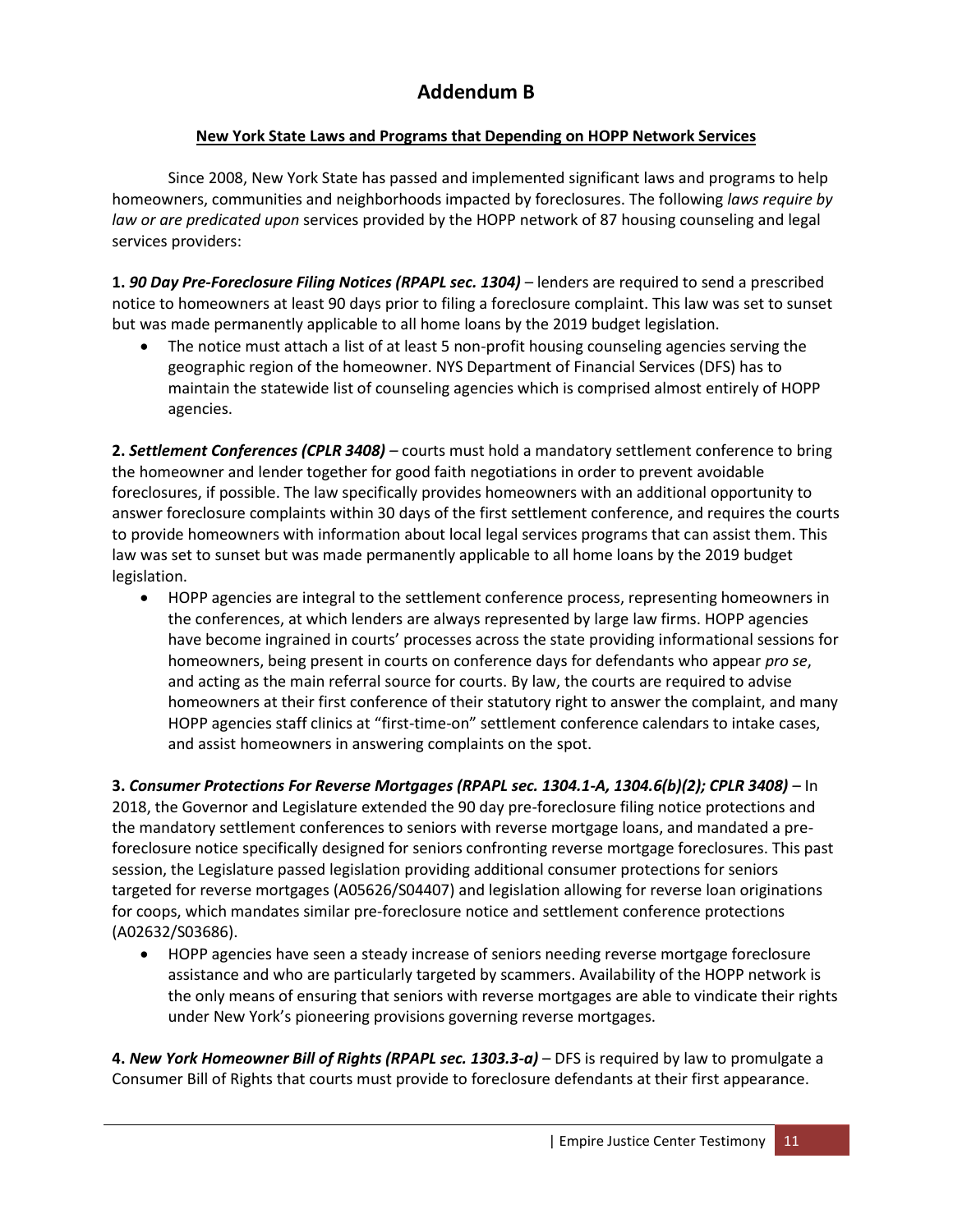# Addendum B

**New York State Laws and Programs that Depending on HOPP Network Services**

Since 2008, New York State has passed and implemented significant laws and programs to help homeowners, communities and neighborhoods impacted by foreclosures. The following *laws require by law or are predicated upon* services provided by the HOPP network of 87 housing counseling and legal services providers:

**1.** ***90 Day Pre-Foreclosure Filing Notices (RPAPL sec. 1304)*** – lenders are required to send a prescribed notice to homeowners at least 90 days prior to filing a foreclosure complaint. This law was set to sunset but was made permanently applicable to all home loans by the 2019 budget legislation.

- The notice must attach a list of at least 5 non-profit housing counseling agencies serving the geographic region of the homeowner. NYS Department of Financial Services (DFS) has to maintain the statewide list of counseling agencies which is comprised almost entirely of HOPP agencies.

**2.** ***Settlement Conferences (CPLR 3408)*** – courts must hold a mandatory settlement conference to bring the homeowner and lender together for good faith negotiations in order to prevent avoidable foreclosures, if possible. The law specifically provides homeowners with an additional opportunity to answer foreclosure complaints within 30 days of the first settlement conference, and requires the courts to provide homeowners with information about local legal services programs that can assist them. This law was set to sunset but was made permanently applicable to all home loans by the 2019 budget legislation.

- HOPP agencies are integral to the settlement conference process, representing homeowners in the conferences, at which lenders are always represented by large law firms. HOPP agencies have become ingrained in courts' processes across the state providing informational sessions for homeowners, being present in courts on conference days for defendants who appear *pro se*, and acting as the main referral source for courts. By law, the courts are required to advise homeowners at their first conference of their statutory right to answer the complaint, and many HOPP agencies staff clinics at "first-time-on" settlement conference calendars to intake cases, and assist homeowners in answering complaints on the spot.

**3.** ***Consumer Protections For Reverse Mortgages (RPAPL sec. 1304.1-A, 1304.6(b)(2); CPLR 3408)*** – In 2018, the Governor and Legislature extended the 90 day pre-foreclosure filing notice protections and the mandatory settlement conferences to seniors with reverse mortgage loans, and mandated a pre-foreclosure notice specifically designed for seniors confronting reverse mortgage foreclosures. This past session, the Legislature passed legislation providing additional consumer protections for seniors targeted for reverse mortgages (A05626/S04407) and legislation allowing for reverse loan originations for coops, which mandates similar pre-foreclosure notice and settlement conference protections (A02632/S03686).

- HOPP agencies have seen a steady increase of seniors needing reverse mortgage foreclosure assistance and who are particularly targeted by scammers. Availability of the HOPP network is the only means of ensuring that seniors with reverse mortgages are able to vindicate their rights under New York's pioneering provisions governing reverse mortgages.

**4.** ***New York Homeowner Bill of Rights (RPAPL sec. 1303.3-a)*** – DFS is required by law to promulgate a Consumer Bill of Rights that courts must provide to foreclosure defendants at their first appearance.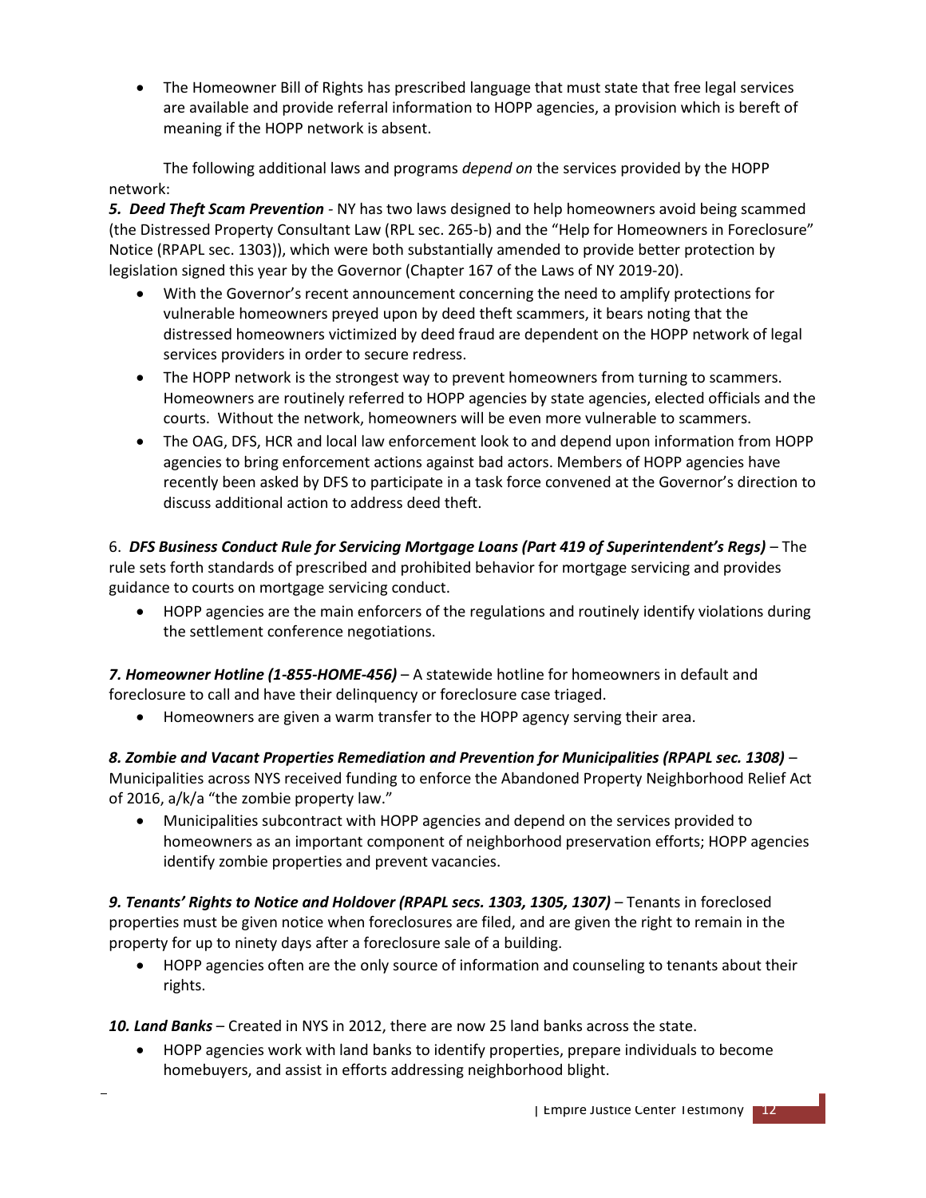- The Homeowner Bill of Rights has prescribed language that must state that free legal services are available and provide referral information to HOPP agencies, a provision which is bereft of meaning if the HOPP network is absent.

The following additional laws and programs *depend on* the services provided by the HOPP network:

***5. Deed Theft Scam Prevention*** - NY has two laws designed to help homeowners avoid being scammed (the Distressed Property Consultant Law (RPL sec. 265-b) and the "Help for Homeowners in Foreclosure" Notice (RPAPL sec. 1303)), which were both substantially amended to provide better protection by legislation signed this year by the Governor (Chapter 167 of the Laws of NY 2019-20).

- With the Governor's recent announcement concerning the need to amplify protections for vulnerable homeowners preyed upon by deed theft scammers, it bears noting that the distressed homeowners victimized by deed fraud are dependent on the HOPP network of legal services providers in order to secure redress.
- The HOPP network is the strongest way to prevent homeowners from turning to scammers. Homeowners are routinely referred to HOPP agencies by state agencies, elected officials and the courts. Without the network, homeowners will be even more vulnerable to scammers.
- The OAG, DFS, HCR and local law enforcement look to and depend upon information from HOPP agencies to bring enforcement actions against bad actors. Members of HOPP agencies have recently been asked by DFS to participate in a task force convened at the Governor's direction to discuss additional action to address deed theft.

6. ***DFS Business Conduct Rule for Servicing Mortgage Loans (Part 419 of Superintendent's Regs)*** – The rule sets forth standards of prescribed and prohibited behavior for mortgage servicing and provides guidance to courts on mortgage servicing conduct.

- HOPP agencies are the main enforcers of the regulations and routinely identify violations during the settlement conference negotiations.

***7. Homeowner Hotline (1-855-HOME-456)*** – A statewide hotline for homeowners in default and foreclosure to call and have their delinquency or foreclosure case triaged.

- Homeowners are given a warm transfer to the HOPP agency serving their area.

***8. Zombie and Vacant Properties Remediation and Prevention for Municipalities (RPAPL sec. 1308)*** – Municipalities across NYS received funding to enforce the Abandoned Property Neighborhood Relief Act of 2016, a/k/a "the zombie property law."

- Municipalities subcontract with HOPP agencies and depend on the services provided to homeowners as an important component of neighborhood preservation efforts; HOPP agencies identify zombie properties and prevent vacancies.

***9. Tenants' Rights to Notice and Holdover (RPAPL secs. 1303, 1305, 1307)*** – Tenants in foreclosed properties must be given notice when foreclosures are filed, and are given the right to remain in the property for up to ninety days after a foreclosure sale of a building.

- HOPP agencies often are the only source of information and counseling to tenants about their rights.

***10. Land Banks*** – Created in NYS in 2012, there are now 25 land banks across the state.

- HOPP agencies work with land banks to identify properties, prepare individuals to become homebuyers, and assist in efforts addressing neighborhood blight.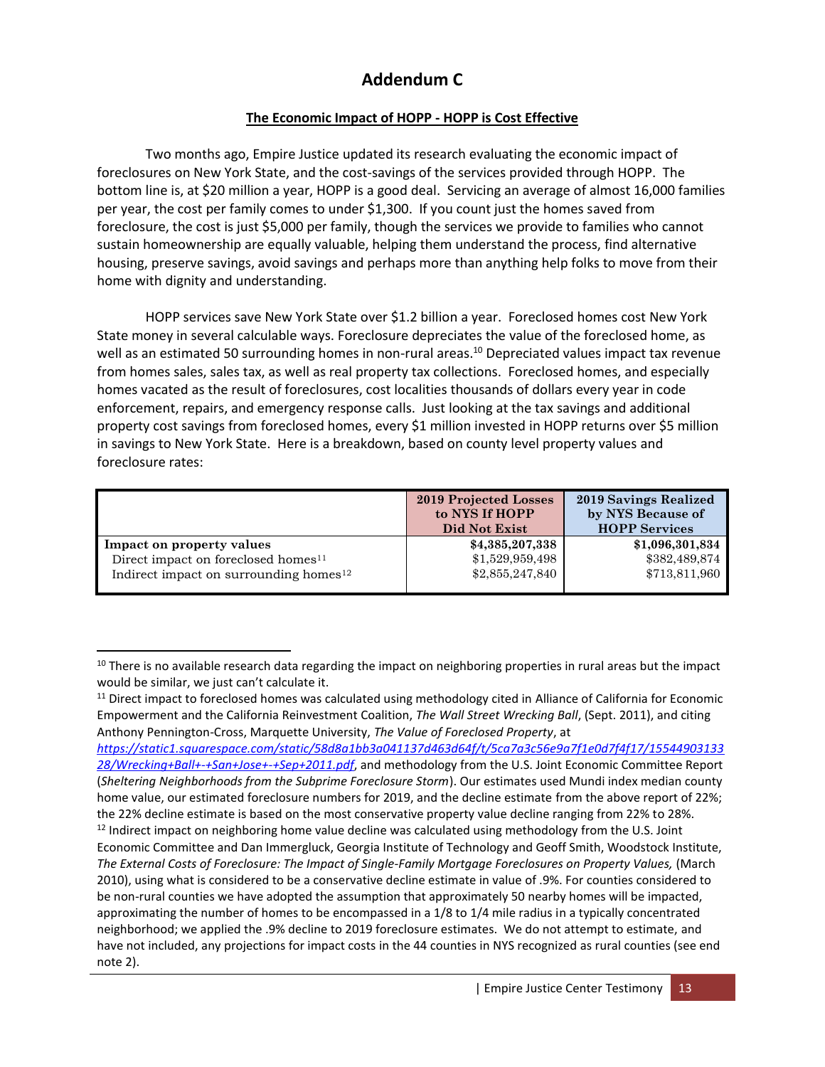# Addendum C

**The Economic Impact of HOPP - HOPP is Cost Effective**

Two months ago, Empire Justice updated its research evaluating the economic impact of foreclosures on New York State, and the cost-savings of the services provided through HOPP. The bottom line is, at $20 million a year, HOPP is a good deal. Servicing an average of almost 16,000 families per year, the cost per family comes to under $1,300. If you count just the homes saved from foreclosure, the cost is just $5,000 per family, though the services we provide to families who cannot sustain homeownership are equally valuable, helping them understand the process, find alternative housing, preserve savings, avoid savings and perhaps more than anything help folks to move from their home with dignity and understanding.

HOPP services save New York State over $1.2 billion a year. Foreclosed homes cost New York State money in several calculable ways. Foreclosure depreciates the value of the foreclosed home, as well as an estimated 50 surrounding homes in non-rural areas.[10] Depreciated values impact tax revenue from homes sales, sales tax, as well as real property tax collections. Foreclosed homes, and especially homes vacated as the result of foreclosures, cost localities thousands of dollars every year in code enforcement, repairs, and emergency response calls. Just looking at the tax savings and additional property cost savings from foreclosed homes, every $1 million invested in HOPP returns over $5 million in savings to New York State. Here is a breakdown, based on county level property values and foreclosure rates:

| | 2019 Projected Losses to NYS If HOPP Did Not Exist | 2019 Savings Realized by NYS Because of HOPP Services |
|---|---|---|
| **Impact on property values** | **$4,385,207,338** | **$1,096,301,834** |
| Direct impact on foreclosed homes[11] | $1,529,959,498 | $382,489,874 |
| Indirect impact on surrounding homes[12] | $2,855,247,840 | $713,811,960 |

---

[10] There is no available research data regarding the impact on neighboring properties in rural areas but the impact would be similar, we just can't calculate it.

[11] Direct impact to foreclosed homes was calculated using methodology cited in Alliance of California for Economic Empowerment and the California Reinvestment Coalition, *The Wall Street Wrecking Ball*, (Sept. 2011), and citing Anthony Pennington-Cross, Marquette University, *The Value of Foreclosed Property*, at *https://static1.squarespace.com/static/58d8a1bb3a041137d463d64f/t/5ca7a3c56e9a7f1e0d7f4f17/1554490313328/Wrecking+Ball+-+San+Jose+-+Sep+2011.pdf*, and methodology from the U.S. Joint Economic Committee Report (*Sheltering Neighborhoods from the Subprime Foreclosure Storm*). Our estimates used Mundi index median county home value, our estimated foreclosure numbers for 2019, and the decline estimate from the above report of 22%; the 22% decline estimate is based on the most conservative property value decline ranging from 22% to 28%.

[12] Indirect impact on neighboring home value decline was calculated using methodology from the U.S. Joint Economic Committee and Dan Immergluck, Georgia Institute of Technology and Geoff Smith, Woodstock Institute, *The External Costs of Foreclosure: The Impact of Single-Family Mortgage Foreclosures on Property Values,* (March 2010), using what is considered to be a conservative decline estimate in value of .9%. For counties considered to be non-rural counties we have adopted the assumption that approximately 50 nearby homes will be impacted, approximating the number of homes to be encompassed in a 1/8 to 1/4 mile radius in a typically concentrated neighborhood; we applied the .9% decline to 2019 foreclosure estimates. We do not attempt to estimate, and have not included, any projections for impact costs in the 44 counties in NYS recognized as rural counties (see end note 2).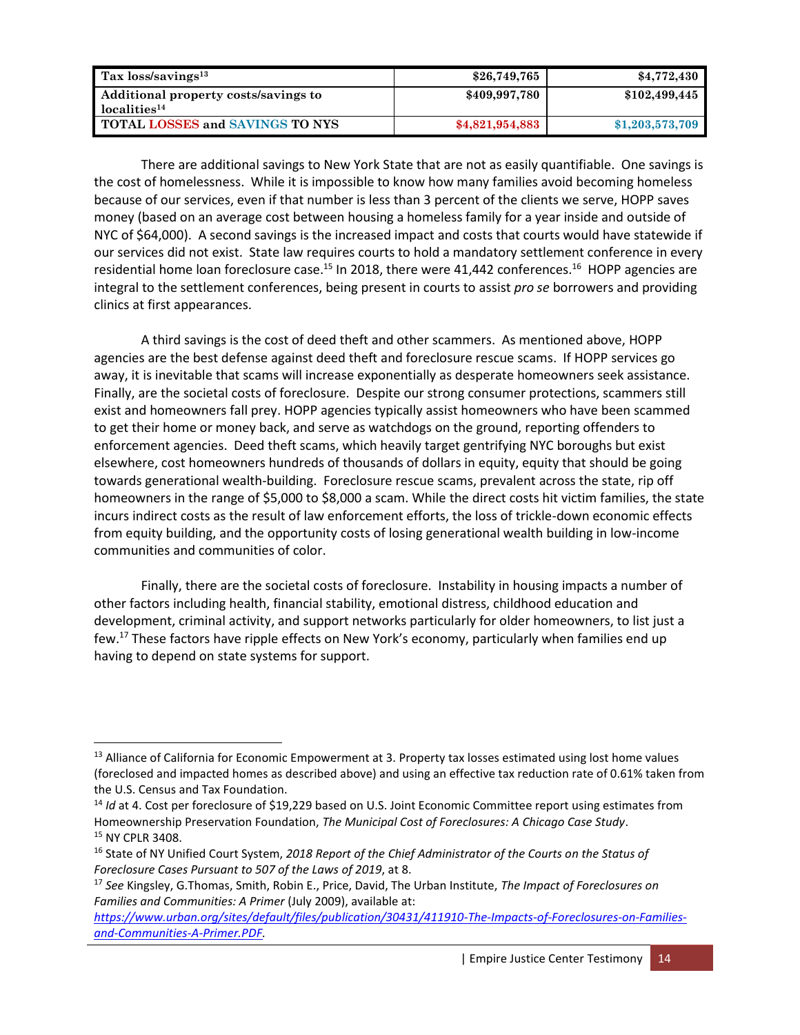| | | |
|---|---|---|
| Tax loss/savings[13] | $26,749,765 | $4,772,430 |
| Additional property costs/savings to localities[14] | $409,997,780 | $102,499,445 |
| **TOTAL LOSSES and SAVINGS TO NYS** | **$4,821,954,883** | **$1,203,573,709** |

There are additional savings to New York State that are not as easily quantifiable. One savings is the cost of homelessness. While it is impossible to know how many families avoid becoming homeless because of our services, even if that number is less than 3 percent of the clients we serve, HOPP saves money (based on an average cost between housing a homeless family for a year inside and outside of NYC of $64,000). A second savings is the increased impact and costs that courts would have statewide if our services did not exist. State law requires courts to hold a mandatory settlement conference in every residential home loan foreclosure case.[15] In 2018, there were 41,442 conferences.[16] HOPP agencies are integral to the settlement conferences, being present in courts to assist *pro se* borrowers and providing clinics at first appearances.

A third savings is the cost of deed theft and other scammers. As mentioned above, HOPP agencies are the best defense against deed theft and foreclosure rescue scams. If HOPP services go away, it is inevitable that scams will increase exponentially as desperate homeowners seek assistance. Finally, are the societal costs of foreclosure. Despite our strong consumer protections, scammers still exist and homeowners fall prey. HOPP agencies typically assist homeowners who have been scammed to get their home or money back, and serve as watchdogs on the ground, reporting offenders to enforcement agencies. Deed theft scams, which heavily target gentrifying NYC boroughs but exist elsewhere, cost homeowners hundreds of thousands of dollars in equity, equity that should be going towards generational wealth-building. Foreclosure rescue scams, prevalent across the state, rip off homeowners in the range of $5,000 to $8,000 a scam. While the direct costs hit victim families, the state incurs indirect costs as the result of law enforcement efforts, the loss of trickle-down economic effects from equity building, and the opportunity costs of losing generational wealth building in low-income communities and communities of color.

Finally, there are the societal costs of foreclosure. Instability in housing impacts a number of other factors including health, financial stability, emotional distress, childhood education and development, criminal activity, and support networks particularly for older homeowners, to list just a few.[17] These factors have ripple effects on New York's economy, particularly when families end up having to depend on state systems for support.

---

[13] Alliance of California for Economic Empowerment at 3. Property tax losses estimated using lost home values (foreclosed and impacted homes as described above) and using an effective tax reduction rate of 0.61% taken from the U.S. Census and Tax Foundation.

[14] *Id* at 4. Cost per foreclosure of $19,229 based on U.S. Joint Economic Committee report using estimates from Homeownership Preservation Foundation, *The Municipal Cost of Foreclosures: A Chicago Case Study*.

[15] NY CPLR 3408.

[16] State of NY Unified Court System, *2018 Report of the Chief Administrator of the Courts on the Status of Foreclosure Cases Pursuant to 507 of the Laws of 2019*, at 8.

[17] *See* Kingsley, G.Thomas, Smith, Robin E., Price, David, The Urban Institute, *The Impact of Foreclosures on Families and Communities: A Primer* (July 2009), available at: *https://www.urban.org/sites/default/files/publication/30431/411910-The-Impacts-of-Foreclosures-on-Families-and-Communities-A-Primer.PDF*.